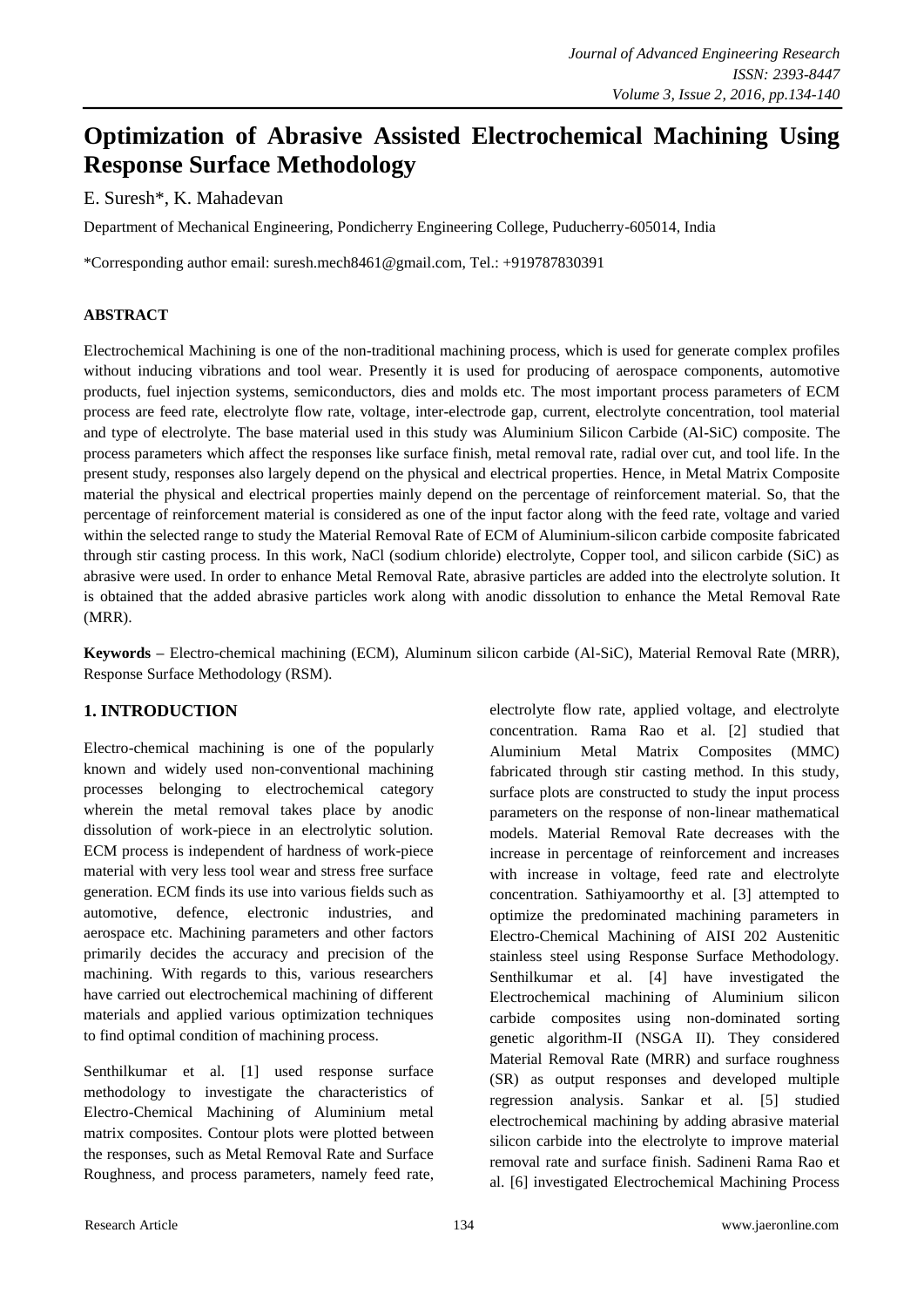# Optimization of Abrasive Assisted Electrochemical Machining Using Response Surface Methodology

E. Suresh*, K. Mahadevan

Department of Mechanical Engineering, Pondicherry Engineering College, Puducherry-605014, India

*Corresponding author email: suresh.mech8461@gmail.com, Tel.: +919787830391

## ABSTRACT

Electrochemical Machining is one of the non-traditional machining process, which is used for generate complex profiles without inducing vibrations and tool wear. Presently it is used for producing of aerospace components, automotive products, fuel injection systems, semiconductors, dies and molds etc. The most important process parameters of ECM process are feed rate, electrolyte flow rate, voltage, inter-electrode gap, current, electrolyte concentration, tool material and type of electrolyte. The base material used in this study was Aluminium Silicon Carbide (Al-SiC) composite. The process parameters which affect the responses like surface finish, metal removal rate, radial over cut, and tool life. In the present study, responses also largely depend on the physical and electrical properties. Hence, in Metal Matrix Composite material the physical and electrical properties mainly depend on the percentage of reinforcement material. So, that the percentage of reinforcement material is considered as one of the input factor along with the feed rate, voltage and varied within the selected range to study the Material Removal Rate of ECM of Aluminium-silicon carbide composite fabricated through stir casting process. In this work, NaCl (sodium chloride) electrolyte, Copper tool, and silicon carbide (SiC) as abrasive were used. In order to enhance Metal Removal Rate, abrasive particles are added into the electrolyte solution. It is obtained that the added abrasive particles work along with anodic dissolution to enhance the Metal Removal Rate (MRR).

**Keywords –** Electro-chemical machining (ECM), Aluminum silicon carbide (Al-SiC), Material Removal Rate (MRR), Response Surface Methodology (RSM).

## 1. INTRODUCTION

Electro-chemical machining is one of the popularly known and widely used non-conventional machining processes belonging to electrochemical category wherein the metal removal takes place by anodic dissolution of work-piece in an electrolytic solution. ECM process is independent of hardness of work-piece material with very less tool wear and stress free surface generation. ECM finds its use into various fields such as automotive, defence, electronic industries, and aerospace etc. Machining parameters and other factors primarily decides the accuracy and precision of the machining. With regards to this, various researchers have carried out electrochemical machining of different materials and applied various optimization techniques to find optimal condition of machining process.

Senthilkumar et al. [1] used response surface methodology to investigate the characteristics of Electro-Chemical Machining of Aluminium metal matrix composites. Contour plots were plotted between the responses, such as Metal Removal Rate and Surface Roughness, and process parameters, namely feed rate, electrolyte flow rate, applied voltage, and electrolyte concentration. Rama Rao et al. [2] studied that Aluminium Metal Matrix Composites (MMC) fabricated through stir casting method. In this study, surface plots are constructed to study the input process parameters on the response of non-linear mathematical models. Material Removal Rate decreases with the increase in percentage of reinforcement and increases with increase in voltage, feed rate and electrolyte concentration. Sathiyamoorthy et al. [3] attempted to optimize the predominated machining parameters in Electro-Chemical Machining of AISI 202 Austenitic stainless steel using Response Surface Methodology. Senthilkumar et al. [4] have investigated the Electrochemical machining of Aluminium silicon carbide composites using non-dominated sorting genetic algorithm-II (NSGA II). They considered Material Removal Rate (MRR) and surface roughness (SR) as output responses and developed multiple regression analysis. Sankar et al. [5] studied electrochemical machining by adding abrasive material silicon carbide into the electrolyte to improve material removal rate and surface finish. Sadineni Rama Rao et al. [6] investigated Electrochemical Machining Process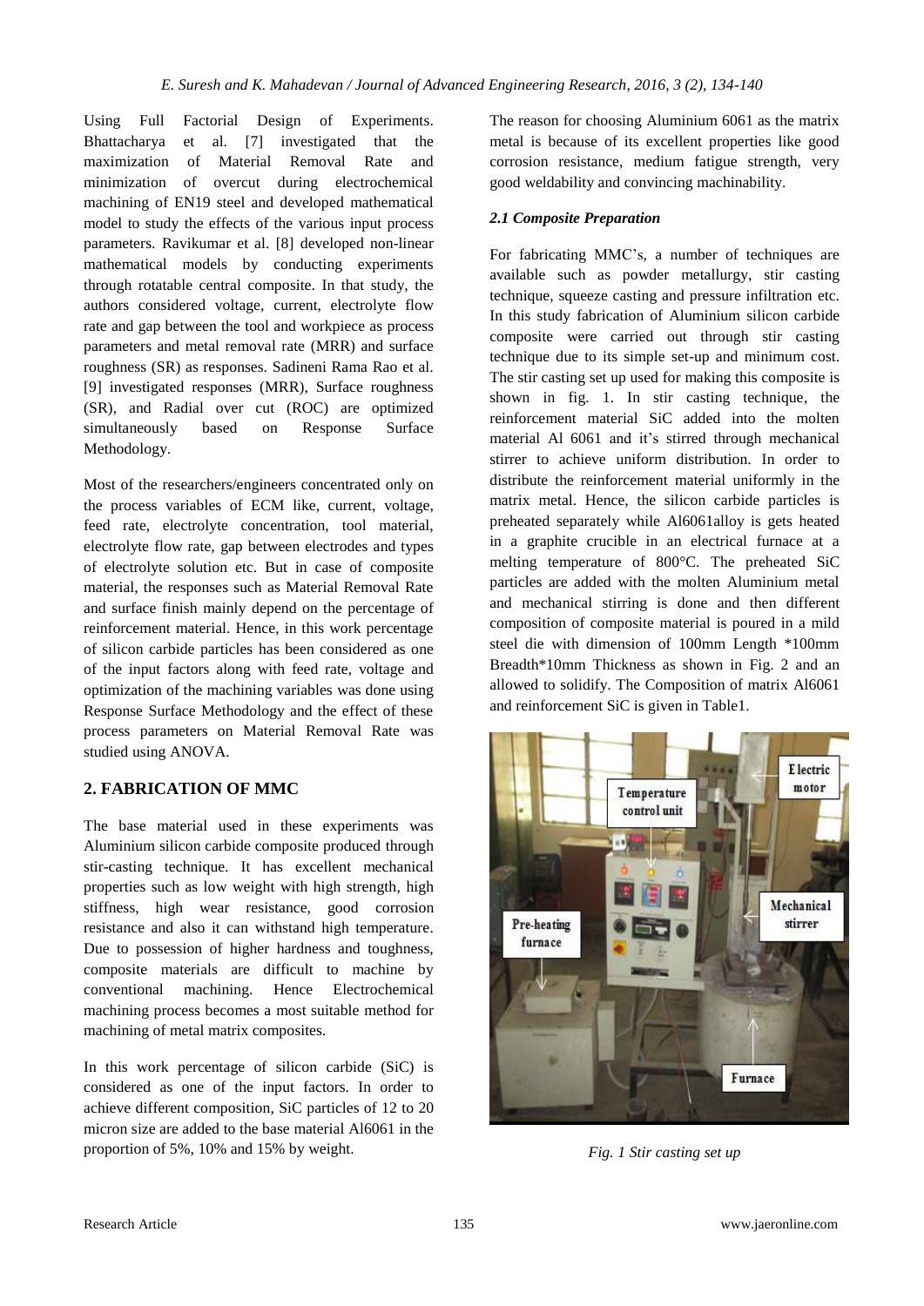Using Full Factorial Design of Experiments. Bhattacharya et al. [7] investigated that the maximization of Material Removal Rate and minimization of overcut during electrochemical machining of EN19 steel and developed mathematical model to study the effects of the various input process parameters. Ravikumar et al. [8] developed non-linear mathematical models by conducting experiments through rotatable central composite. In that study, the authors considered voltage, current, electrolyte flow rate and gap between the tool and workpiece as process parameters and metal removal rate (MRR) and surface roughness (SR) as responses. Sadineni Rama Rao et al. [9] investigated responses (MRR), Surface roughness (SR), and Radial over cut (ROC) are optimized simultaneously based on Response Surface Methodology.

Most of the researchers/engineers concentrated only on the process variables of ECM like, current, voltage, feed rate, electrolyte concentration, tool material, electrolyte flow rate, gap between electrodes and types of electrolyte solution etc. But in case of composite material, the responses such as Material Removal Rate and surface finish mainly depend on the percentage of reinforcement material. Hence, in this work percentage of silicon carbide particles has been considered as one of the input factors along with feed rate, voltage and optimization of the machining variables was done using Response Surface Methodology and the effect of these process parameters on Material Removal Rate was studied using ANOVA.

## 2. FABRICATION OF MMC

The base material used in these experiments was Aluminium silicon carbide composite produced through stir-casting technique. It has excellent mechanical properties such as low weight with high strength, high stiffness, high wear resistance, good corrosion resistance and also it can withstand high temperature. Due to possession of higher hardness and toughness, composite materials are difficult to machine by conventional machining. Hence Electrochemical machining process becomes a most suitable method for machining of metal matrix composites.

In this work percentage of silicon carbide (SiC) is considered as one of the input factors. In order to achieve different composition, SiC particles of 12 to 20 micron size are added to the base material Al6061 in the proportion of 5%, 10% and 15% by weight.

The reason for choosing Aluminium 6061 as the matrix metal is because of its excellent properties like good corrosion resistance, medium fatigue strength, very good weldability and convincing machinability.

### *2.1 Composite Preparation*

For fabricating MMC's, a number of techniques are available such as powder metallurgy, stir casting technique, squeeze casting and pressure infiltration etc. In this study fabrication of Aluminium silicon carbide composite were carried out through stir casting technique due to its simple set-up and minimum cost. The stir casting set up used for making this composite is shown in fig. 1. In stir casting technique, the reinforcement material SiC added into the molten material Al 6061 and it's stirred through mechanical stirrer to achieve uniform distribution. In order to distribute the reinforcement material uniformly in the matrix metal. Hence, the silicon carbide particles is preheated separately while Al6061alloy is gets heated in a graphite crucible in an electrical furnace at a melting temperature of 800°C. The preheated SiC particles are added with the molten Aluminium metal and mechanical stirring is done and then different composition of composite material is poured in a mild steel die with dimension of 100mm Length *100mm Breadth*10mm Thickness as shown in Fig. 2 and an allowed to solidify. The Composition of matrix Al6061 and reinforcement SiC is given in Table1.

*Fig. 1 Stir casting set up*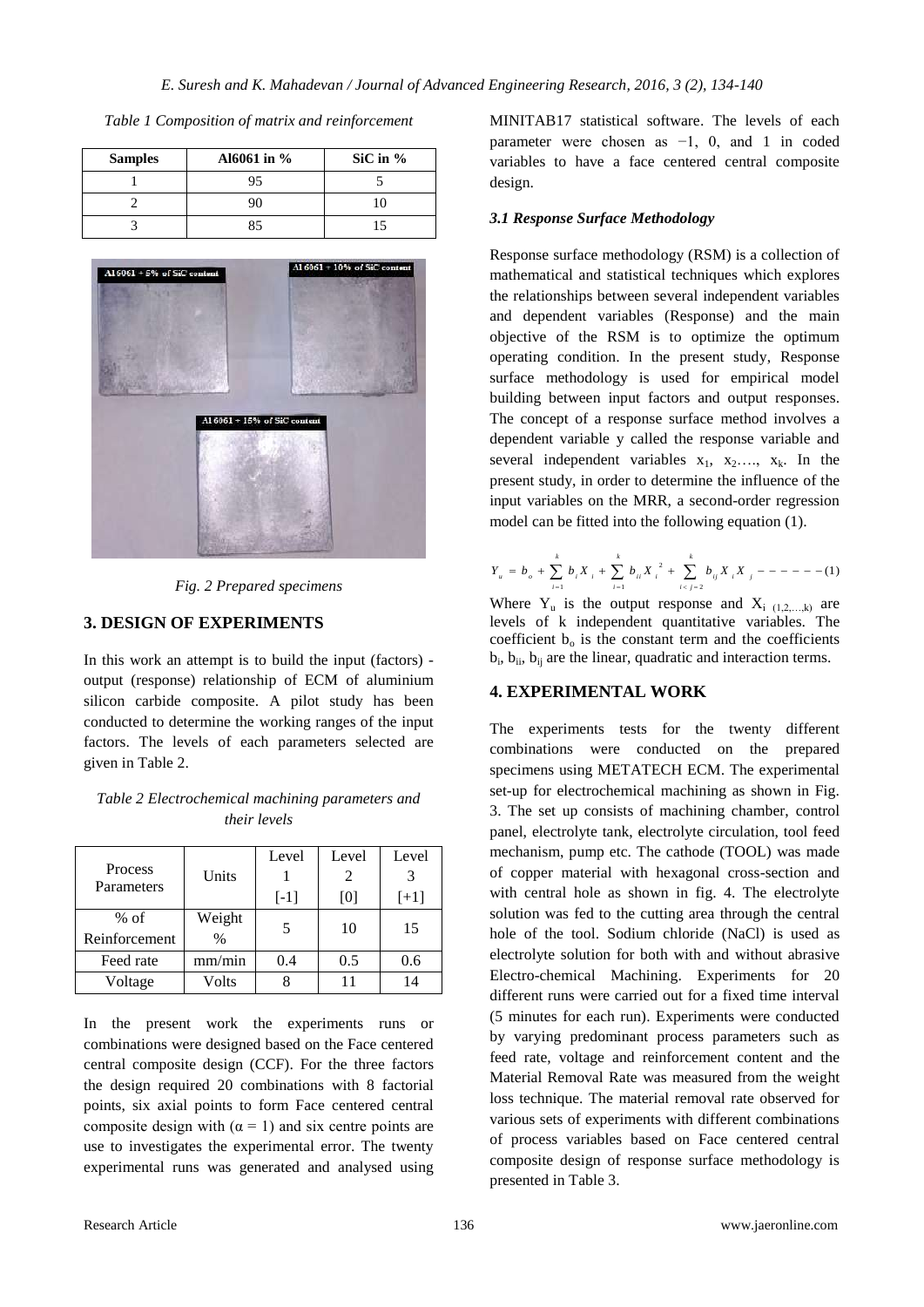*Table 1 Composition of matrix and reinforcement*

| Samples | Al6061 in % | SiC in % |
|---|---|---|
| 1 | 95 | 5 |
| 2 | 90 | 10 |
| 3 | 85 | 15 |

*Fig. 2 Prepared specimens*

## 3. DESIGN OF EXPERIMENTS

In this work an attempt is to build the input (factors) - output (response) relationship of ECM of aluminium silicon carbide composite. A pilot study has been conducted to determine the working ranges of the input factors. The levels of each parameters selected are given in Table 2.

*Table 2 Electrochemical machining parameters and their levels*

| Process Parameters | Units | Level 1 [-1] | Level 2 [0] | Level 3 [+1] |
|---|---|---|---|---|
| % of Reinforcement | Weight % | 5 | 10 | 15 |
| Feed rate | mm/min | 0.4 | 0.5 | 0.6 |
| Voltage | Volts | 8 | 11 | 14 |

In the present work the experiments runs or combinations were designed based on the Face centered central composite design (CCF). For the three factors the design required 20 combinations with 8 factorial points, six axial points to form Face centered central composite design with ($\alpha = 1$) and six centre points are use to investigates the experimental error. The twenty experimental runs was generated and analysed using MINITAB17 statistical software. The levels of each parameter were chosen as −1, 0, and 1 in coded variables to have a face centered central composite design.

### *3.1 Response Surface Methodology*

Response surface methodology (RSM) is a collection of mathematical and statistical techniques which explores the relationships between several independent variables and dependent variables (Response) and the main objective of the RSM is to optimize the optimum operating condition. In the present study, Response surface methodology is used for empirical model building between input factors and output responses. The concept of a response surface method involves a dependent variable y called the response variable and several independent variables $x_1$, $x_2$…., $x_k$. In the present study, in order to determine the influence of the input variables on the MRR, a second-order regression model can be fitted into the following equation (1).

$$Y_u = b_o + \sum_{i=1}^{k} b_i X_i + \sum_{i=1}^{k} b_{ii} X_i^2 + \sum_{i<j=2}^{k} b_{ij} X_i X_j \quad ------(1)$$

Where $Y_u$ is the output response and $X_{i\ (1,2,\ldots,k)}$ are levels of k independent quantitative variables. The coefficient $b_o$ is the constant term and the coefficients $b_i$, $b_{ii}$, $b_{ij}$ are the linear, quadratic and interaction terms.

## 4. EXPERIMENTAL WORK

The experiments tests for the twenty different combinations were conducted on the prepared specimens using METATECH ECM. The experimental set-up for electrochemical machining as shown in Fig. 3. The set up consists of machining chamber, control panel, electrolyte tank, electrolyte circulation, tool feed mechanism, pump etc. The cathode (TOOL) was made of copper material with hexagonal cross-section and with central hole as shown in fig. 4. The electrolyte solution was fed to the cutting area through the central hole of the tool. Sodium chloride (NaCl) is used as electrolyte solution for both with and without abrasive Electro-chemical Machining. Experiments for 20 different runs were carried out for a fixed time interval (5 minutes for each run). Experiments were conducted by varying predominant process parameters such as feed rate, voltage and reinforcement content and the Material Removal Rate was measured from the weight loss technique. The material removal rate observed for various sets of experiments with different combinations of process variables based on Face centered central composite design of response surface methodology is presented in Table 3.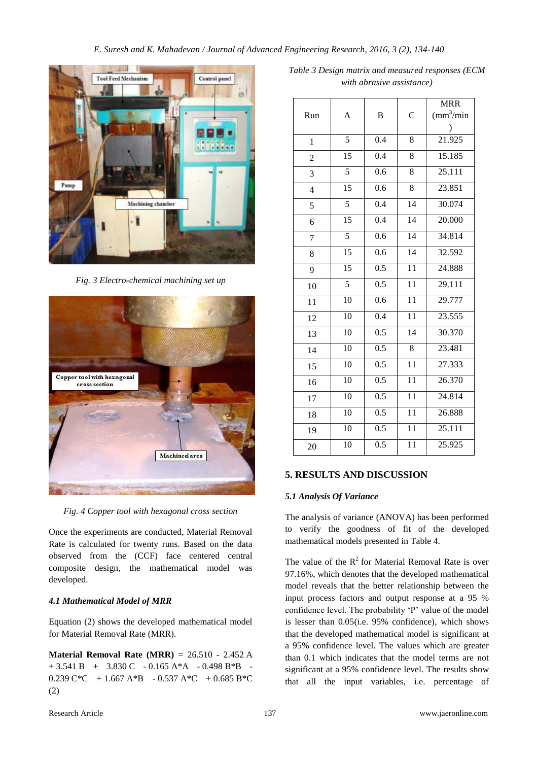Fig. 3 Electro-chemical machining set up

Fig. 4 Copper tool with hexagonal cross section

Once the experiments are conducted, Material Removal Rate is calculated for twenty runs. Based on the data observed from the (CCF) face centered central composite design, the mathematical model was developed.

### 4.1 Mathematical Model of MRR

Equation (2) shows the developed mathematical model for Material Removal Rate (MRR).

**Material Removal Rate (MRR)** = 26.510 - 2.452 A + 3.541 B + 3.830 C - 0.165 A*A - 0.498 B*B - 0.239 C*C + 1.667 A*B - 0.537 A*C + 0.685 B*C (2)

*Table 3 Design matrix and measured responses (ECM with abrasive assistance)*

| Run | A | B | C | MRR ($mm^3$/min) |
|---|---|---|---|---|
| 1 | 5 | 0.4 | 8 | 21.925 |
| 2 | 15 | 0.4 | 8 | 15.185 |
| 3 | 5 | 0.6 | 8 | 25.111 |
| 4 | 15 | 0.6 | 8 | 23.851 |
| 5 | 5 | 0.4 | 14 | 30.074 |
| 6 | 15 | 0.4 | 14 | 20.000 |
| 7 | 5 | 0.6 | 14 | 34.814 |
| 8 | 15 | 0.6 | 14 | 32.592 |
| 9 | 15 | 0.5 | 11 | 24.888 |
| 10 | 5 | 0.5 | 11 | 29.111 |
| 11 | 10 | 0.6 | 11 | 29.777 |
| 12 | 10 | 0.4 | 11 | 23.555 |
| 13 | 10 | 0.5 | 14 | 30.370 |
| 14 | 10 | 0.5 | 8 | 23.481 |
| 15 | 10 | 0.5 | 11 | 27.333 |
| 16 | 10 | 0.5 | 11 | 26.370 |
| 17 | 10 | 0.5 | 11 | 24.814 |
| 18 | 10 | 0.5 | 11 | 26.888 |
| 19 | 10 | 0.5 | 11 | 25.111 |
| 20 | 10 | 0.5 | 11 | 25.925 |

## 5. RESULTS AND DISCUSSION

### 5.1 Analysis Of Variance

The analysis of variance (ANOVA) has been performed to verify the goodness of fit of the developed mathematical models presented in Table 4.

The value of the $R^2$ for Material Removal Rate is over 97.16%, which denotes that the developed mathematical model reveals that the better relationship between the input process factors and output response at a 95 % confidence level. The probability 'P' value of the model is lesser than 0.05(i.e. 95% confidence), which shows that the developed mathematical model is significant at a 95% confidence level. The values which are greater than 0.1 which indicates that the model terms are not significant at a 95% confidence level. The results show that all the input variables, i.e. percentage of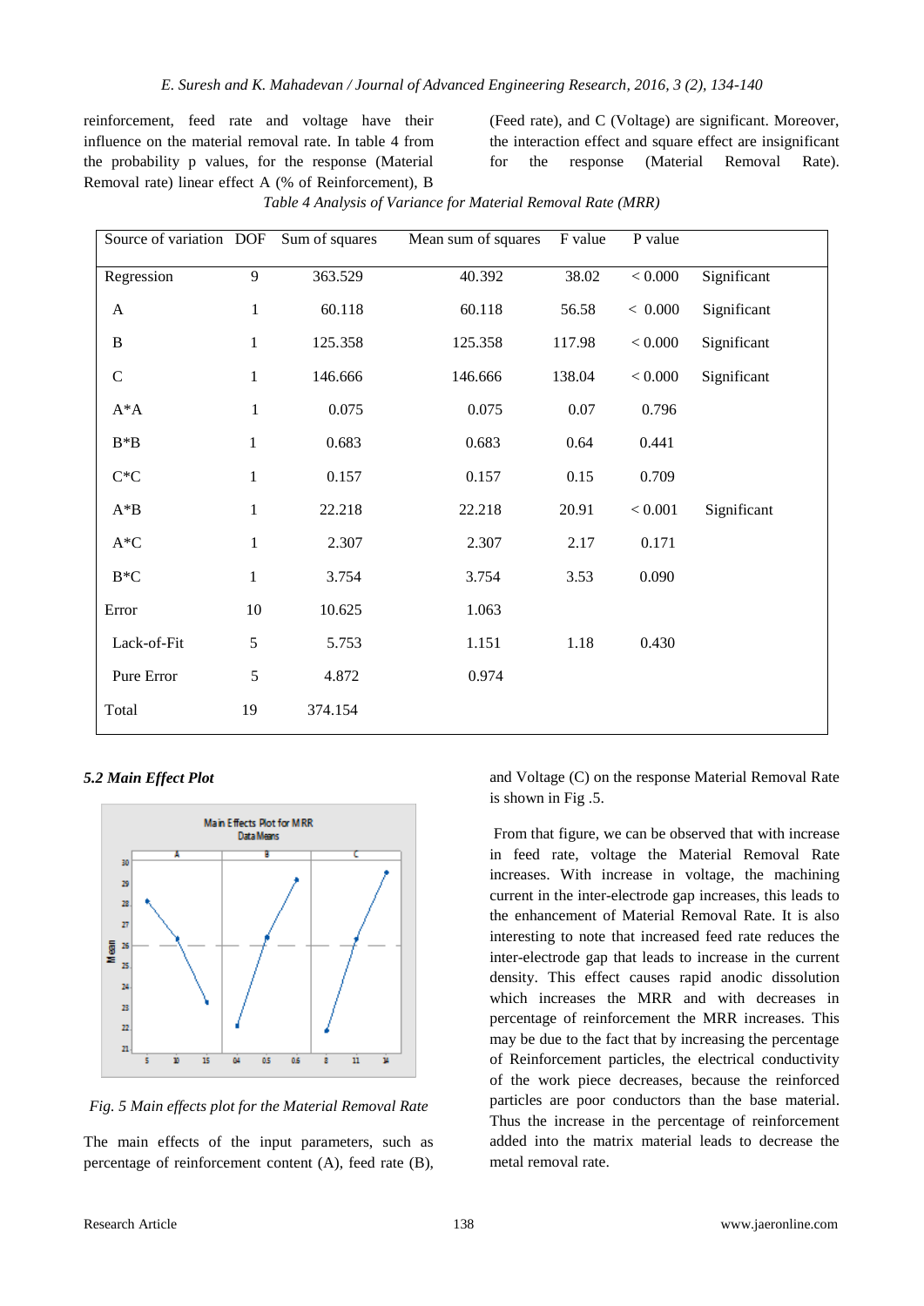reinforcement, feed rate and voltage have their influence on the material removal rate. In table 4 from the probability p values, for the response (Material Removal rate) linear effect A (% of Reinforcement), B (Feed rate), and C (Voltage) are significant. Moreover, the interaction effect and square effect are insignificant for the response (Material Removal Rate).

*Table 4 Analysis of Variance for Material Removal Rate (MRR)*

| Source of variation | DOF | Sum of squares | Mean sum of squares | F value | P value | |
|---|---|---|---|---|---|---|
| Regression | 9 | 363.529 | 40.392 | 38.02 | < 0.000 | Significant |
| A | 1 | 60.118 | 60.118 | 56.58 | < 0.000 | Significant |
| B | 1 | 125.358 | 125.358 | 117.98 | < 0.000 | Significant |
| C | 1 | 146.666 | 146.666 | 138.04 | < 0.000 | Significant |
| A*A | 1 | 0.075 | 0.075 | 0.07 | 0.796 | |
| B*B | 1 | 0.683 | 0.683 | 0.64 | 0.441 | |
| C*C | 1 | 0.157 | 0.157 | 0.15 | 0.709 | |
| A*B | 1 | 22.218 | 22.218 | 20.91 | < 0.001 | Significant |
| A*C | 1 | 2.307 | 2.307 | 2.17 | 0.171 | |
| B*C | 1 | 3.754 | 3.754 | 3.53 | 0.090 | |
| Error | 10 | 10.625 | 1.063 | | | |
| Lack-of-Fit | 5 | 5.753 | 1.151 | 1.18 | 0.430 | |
| Pure Error | 5 | 4.872 | 0.974 | | | |
| Total | 19 | 374.154 | | | | |

### 5.2 Main Effect Plot

*Fig. 5 Main effects plot for the Material Removal Rate*

The main effects of the input parameters, such as percentage of reinforcement content (A), feed rate (B), and Voltage (C) on the response Material Removal Rate is shown in Fig .5.

From that figure, we can be observed that with increase in feed rate, voltage the Material Removal Rate increases. With increase in voltage, the machining current in the inter-electrode gap increases, this leads to the enhancement of Material Removal Rate. It is also interesting to note that increased feed rate reduces the inter-electrode gap that leads to increase in the current density. This effect causes rapid anodic dissolution which increases the MRR and with decreases in percentage of reinforcement the MRR increases. This may be due to the fact that by increasing the percentage of Reinforcement particles, the electrical conductivity of the work piece decreases, because the reinforced particles are poor conductors than the base material. Thus the increase in the percentage of reinforcement added into the matrix material leads to decrease the metal removal rate.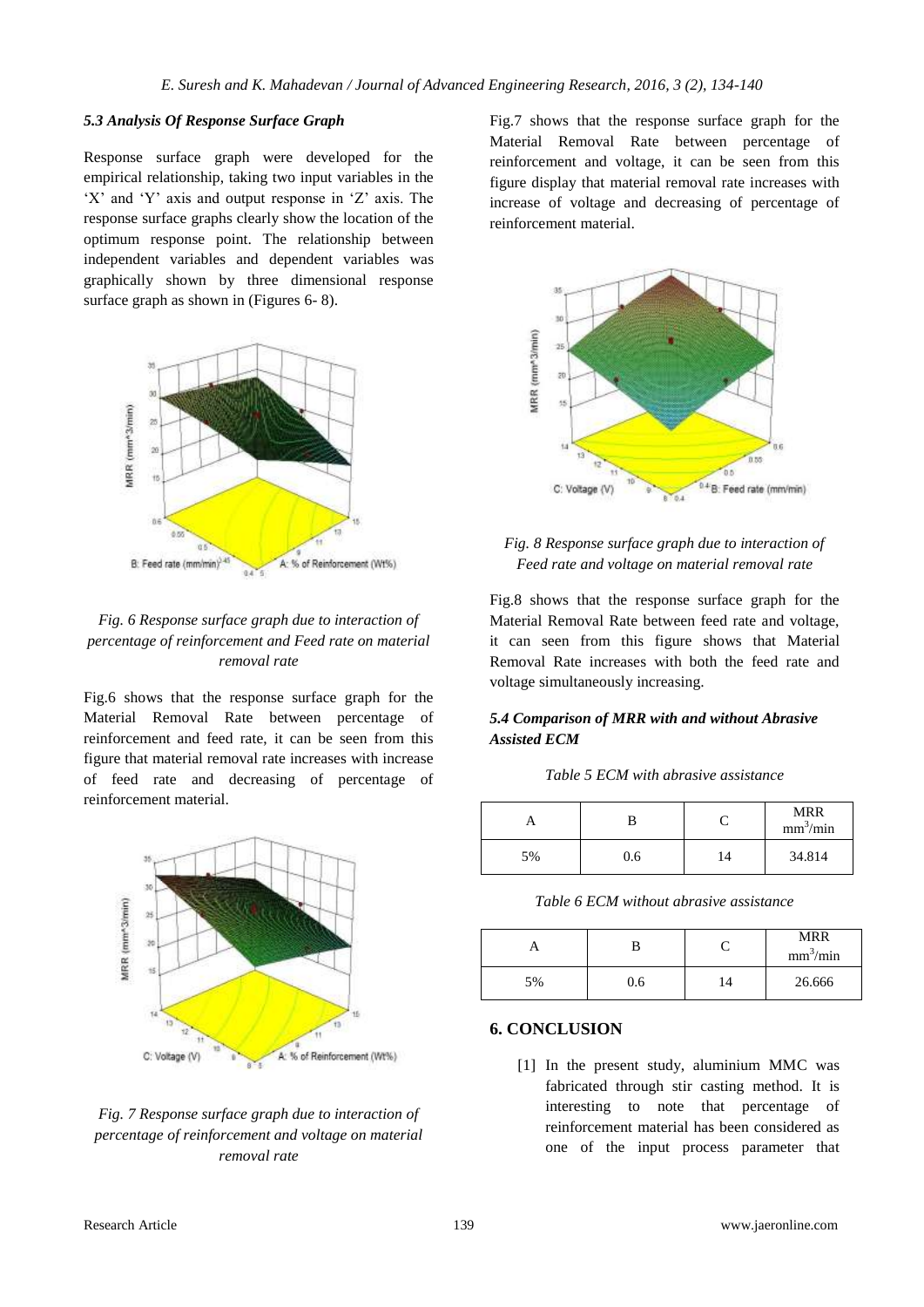### 5.3 Analysis Of Response Surface Graph

Response surface graph were developed for the empirical relationship, taking two input variables in the 'X' and 'Y' axis and output response in 'Z' axis. The response surface graphs clearly show the location of the optimum response point. The relationship between independent variables and dependent variables was graphically shown by three dimensional response surface graph as shown in (Figures 6- 8).

*Fig. 6 Response surface graph due to interaction of percentage of reinforcement and Feed rate on material removal rate*

Fig.6 shows that the response surface graph for the Material Removal Rate between percentage of reinforcement and feed rate, it can be seen from this figure that material removal rate increases with increase of feed rate and decreasing of percentage of reinforcement material.

*Fig. 7 Response surface graph due to interaction of percentage of reinforcement and voltage on material removal rate*

Fig.7 shows that the response surface graph for the Material Removal Rate between percentage of reinforcement and voltage, it can be seen from this figure display that material removal rate increases with increase of voltage and decreasing of percentage of reinforcement material.

*Fig. 8 Response surface graph due to interaction of Feed rate and voltage on material removal rate*

Fig.8 shows that the response surface graph for the Material Removal Rate between feed rate and voltage, it can seen from this figure shows that Material Removal Rate increases with both the feed rate and voltage simultaneously increasing.

### 5.4 Comparison of MRR with and without Abrasive Assisted ECM

*Table 5 ECM with abrasive assistance*

| A | B | C | MRR $mm^3$/min |
|---|---|---|---|
| 5% | 0.6 | 14 | 34.814 |

*Table 6 ECM without abrasive assistance*

| A | B | C | MRR $mm^3$/min |
|---|---|---|---|
| 5% | 0.6 | 14 | 26.666 |

## 6. CONCLUSION

[1] In the present study, aluminium MMC was fabricated through stir casting method. It is interesting to note that percentage of reinforcement material has been considered as one of the input process parameter that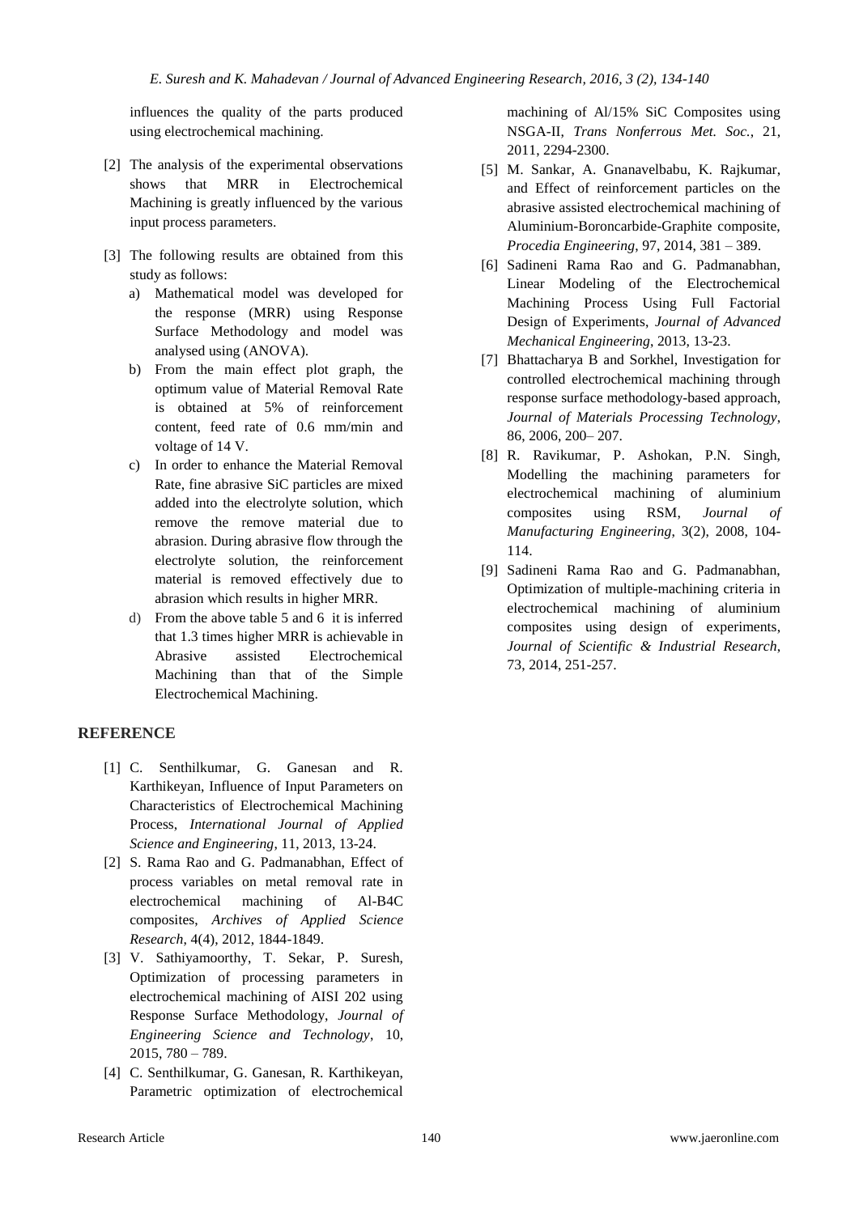influences the quality of the parts produced using electrochemical machining.

[2] The analysis of the experimental observations shows that MRR in Electrochemical Machining is greatly influenced by the various input process parameters.

[3] The following results are obtained from this study as follows:

a) Mathematical model was developed for the response (MRR) using Response Surface Methodology and model was analysed using (ANOVA).
b) From the main effect plot graph, the optimum value of Material Removal Rate is obtained at 5% of reinforcement content, feed rate of 0.6 mm/min and voltage of 14 V.
c) In order to enhance the Material Removal Rate, fine abrasive SiC particles are mixed added into the electrolyte solution, which remove the remove material due to abrasion. During abrasive flow through the electrolyte solution, the reinforcement material is removed effectively due to abrasion which results in higher MRR.
d) From the above table 5 and 6 it is inferred that 1.3 times higher MRR is achievable in Abrasive assisted Electrochemical Machining than that of the Simple Electrochemical Machining.

## REFERENCE

[1] C. Senthilkumar, G. Ganesan and R. Karthikeyan, Influence of Input Parameters on Characteristics of Electrochemical Machining Process, *International Journal of Applied Science and Engineering*, 11, 2013, 13-24.

[2] S. Rama Rao and G. Padmanabhan, Effect of process variables on metal removal rate in electrochemical machining of Al-B4C composites, *Archives of Applied Science Research*, 4(4), 2012, 1844-1849.

[3] V. Sathiyamoorthy, T. Sekar, P. Suresh, Optimization of processing parameters in electrochemical machining of AISI 202 using Response Surface Methodology, *Journal of Engineering Science and Technology*, 10, 2015, 780 – 789.

[4] C. Senthilkumar, G. Ganesan, R. Karthikeyan, Parametric optimization of electrochemical machining of Al/15% SiC Composites using NSGA-II, *Trans Nonferrous Met. Soc.*, 21, 2011, 2294-2300.

[5] M. Sankar, A. Gnanavelbabu, K. Rajkumar, and Effect of reinforcement particles on the abrasive assisted electrochemical machining of Aluminium-Boroncarbide-Graphite composite, *Procedia Engineering*, 97, 2014, 381 – 389.

[6] Sadineni Rama Rao and G. Padmanabhan, Linear Modeling of the Electrochemical Machining Process Using Full Factorial Design of Experiments, *Journal of Advanced Mechanical Engineering*, 2013, 13-23.

[7] Bhattacharya B and Sorkhel, Investigation for controlled electrochemical machining through response surface methodology-based approach, *Journal of Materials Processing Technology*, 86, 2006, 200– 207.

[8] R. Ravikumar, P. Ashokan, P.N. Singh, Modelling the machining parameters for electrochemical machining of aluminium composites using RSM, *Journal of Manufacturing Engineering*, 3(2), 2008, 104-114.

[9] Sadineni Rama Rao and G. Padmanabhan, Optimization of multiple-machining criteria in electrochemical machining of aluminium composites using design of experiments, *Journal of Scientific & Industrial Research*, 73, 2014, 251-257.